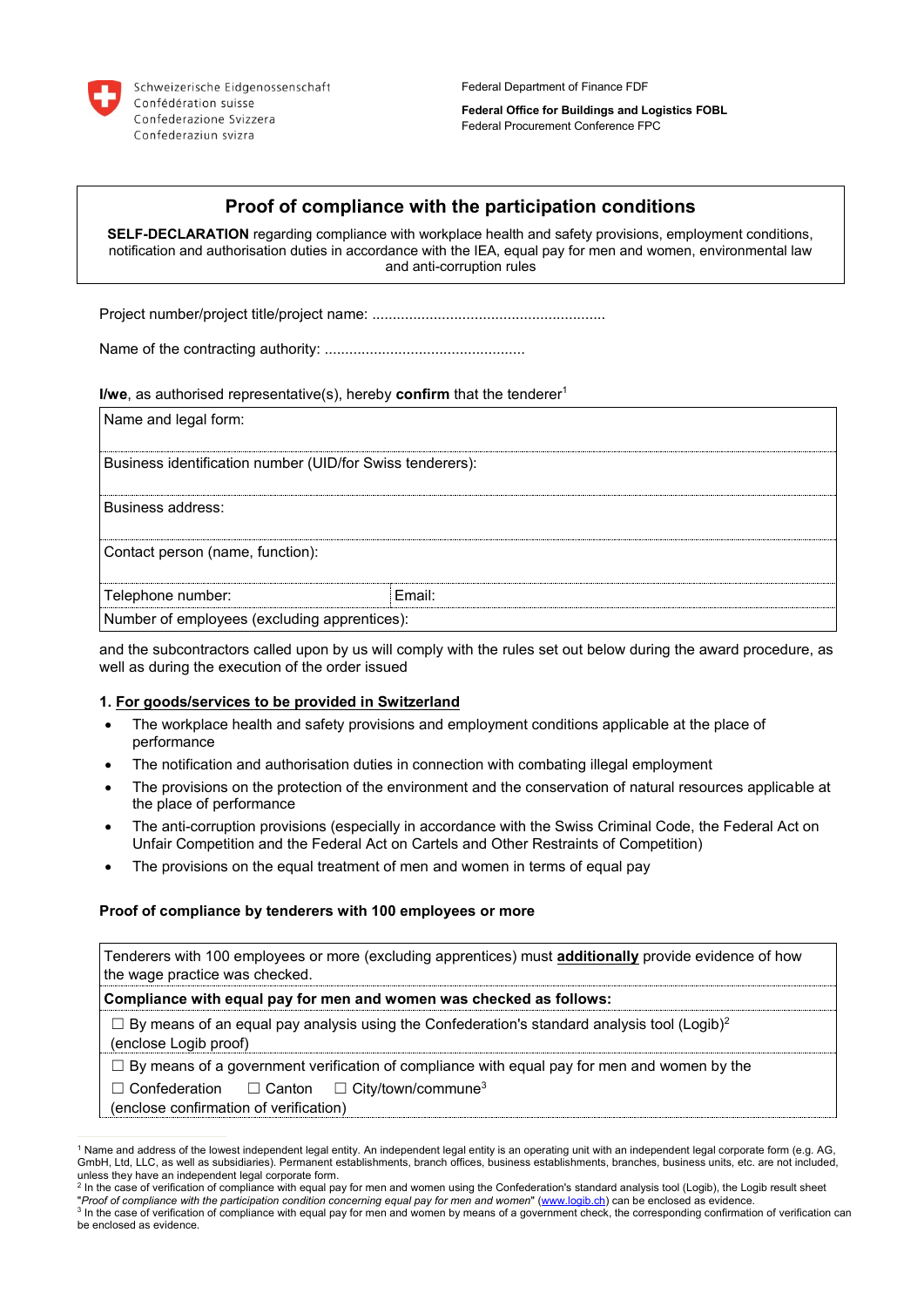Schweizerische Eidgenossenschaft
Confédération suisse
Confederazione Svizzera
Confederaziun svizra

Federal Department of Finance FDF

**Federal Office for Buildings and Logistics FOBL**
Federal Procurement Conference FPC

# Proof of compliance with the participation conditions

**SELF-DECLARATION** regarding compliance with workplace health and safety provisions, employment conditions, notification and authorisation duties in accordance with the IEA, equal pay for men and women, environmental law and anti-corruption rules

Project number/project title/project name: ........................................................

Name of the contracting authority: ................................................

**I/we**, as authorised representative(s), hereby **confirm** that the tenderer[1]

| Name and legal form: | |
|---|---|
| Business identification number (UID/for Swiss tenderers): | |
| Business address: | |
| Contact person (name, function): | |
| Telephone number: | Email: |
| Number of employees (excluding apprentices): | |

and the subcontractors called upon by us will comply with the rules set out below during the award procedure, as well as during the execution of the order issued

**1. For goods/services to be provided in Switzerland**

- The workplace health and safety provisions and employment conditions applicable at the place of performance
- The notification and authorisation duties in connection with combating illegal employment
- The provisions on the protection of the environment and the conservation of natural resources applicable at the place of performance
- The anti-corruption provisions (especially in accordance with the Swiss Criminal Code, the Federal Act on Unfair Competition and the Federal Act on Cartels and Other Restraints of Competition)
- The provisions on the equal treatment of men and women in terms of equal pay

**Proof of compliance by tenderers with 100 employees or more**

| Tenderers with 100 employees or more (excluding apprentices) must **additionally** provide evidence of how the wage practice was checked. |
|---|
| **Compliance with equal pay for men and women was checked as follows:** |
| ☐ By means of an equal pay analysis using the Confederation's standard analysis tool (Logib)[2] (enclose Logib proof) |
| ☐ By means of a government verification of compliance with equal pay for men and women by the ☐ Confederation ☐ Canton ☐ City/town/commune[3] (enclose confirmation of verification) |

[1] Name and address of the lowest independent legal entity. An independent legal entity is an operating unit with an independent legal corporate form (e.g. AG, GmbH, Ltd, LLC, as well as subsidiaries). Permanent establishments, branch offices, business establishments, branches, business units, etc. are not included, unless they have an independent legal corporate form.
[2] In the case of verification of compliance with equal pay for men and women using the Confederation's standard analysis tool (Logib), the Logib result sheet "*Proof of compliance with the participation condition concerning equal pay for men and women*" (www.logib.ch) can be enclosed as evidence.
[3] In the case of verification of compliance with equal pay for men and women by means of a government check, the corresponding confirmation of verification can be enclosed as evidence.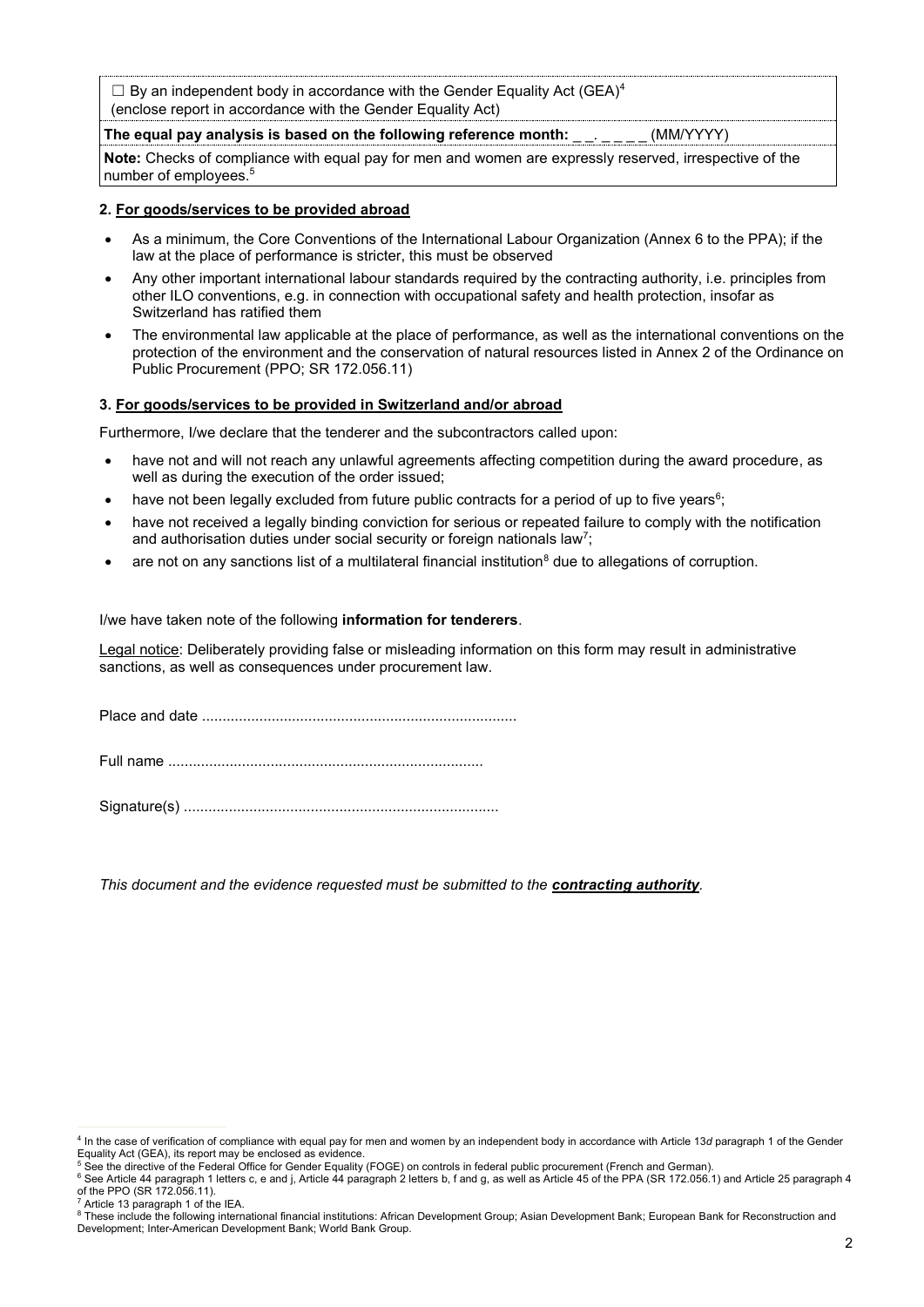☐ By an independent body in accordance with the Gender Equality Act (GEA)[4]
(enclose report in accordance with the Gender Equality Act)

**The equal pay analysis is based on the following reference month:** _ _. _ _ _ _ (MM/YYYY)

**Note:** Checks of compliance with equal pay for men and women are expressly reserved, irrespective of the number of employees.[5]

#### 2. For goods/services to be provided abroad

- As a minimum, the Core Conventions of the International Labour Organization (Annex 6 to the PPA); if the law at the place of performance is stricter, this must be observed
- Any other important international labour standards required by the contracting authority, i.e. principles from other ILO conventions, e.g. in connection with occupational safety and health protection, insofar as Switzerland has ratified them
- The environmental law applicable at the place of performance, as well as the international conventions on the protection of the environment and the conservation of natural resources listed in Annex 2 of the Ordinance on Public Procurement (PPO; SR 172.056.11)

#### 3. For goods/services to be provided in Switzerland and/or abroad

Furthermore, I/we declare that the tenderer and the subcontractors called upon:

- have not and will not reach any unlawful agreements affecting competition during the award procedure, as well as during the execution of the order issued;
- have not been legally excluded from future public contracts for a period of up to five years[6];
- have not received a legally binding conviction for serious or repeated failure to comply with the notification and authorisation duties under social security or foreign nationals law[7];
- are not on any sanctions list of a multilateral financial institution[8] due to allegations of corruption.

I/we have taken note of the following **information for tenderers**.

Legal notice: Deliberately providing false or misleading information on this form may result in administrative sanctions, as well as consequences under procurement law.

Place and date ............................................................................

Full name ............................................................................

Signature(s) ............................................................................

*This document and the evidence requested must be submitted to the **contracting authority**.*

---

[4] In the case of verification of compliance with equal pay for men and women by an independent body in accordance with Article 13*d* paragraph 1 of the Gender Equality Act (GEA), its report may be enclosed as evidence.

[5] See the directive of the Federal Office for Gender Equality (FOGE) on controls in federal public procurement (French and German).

[6] See Article 44 paragraph 1 letters c, e and j, Article 44 paragraph 2 letters b, f and g, as well as Article 45 of the PPA (SR 172.056.1) and Article 25 paragraph 4 of the PPO (SR 172.056.11).

[7] Article 13 paragraph 1 of the IEA.

[8] These include the following international financial institutions: African Development Group; Asian Development Bank; European Bank for Reconstruction and Development; Inter-American Development Bank; World Bank Group.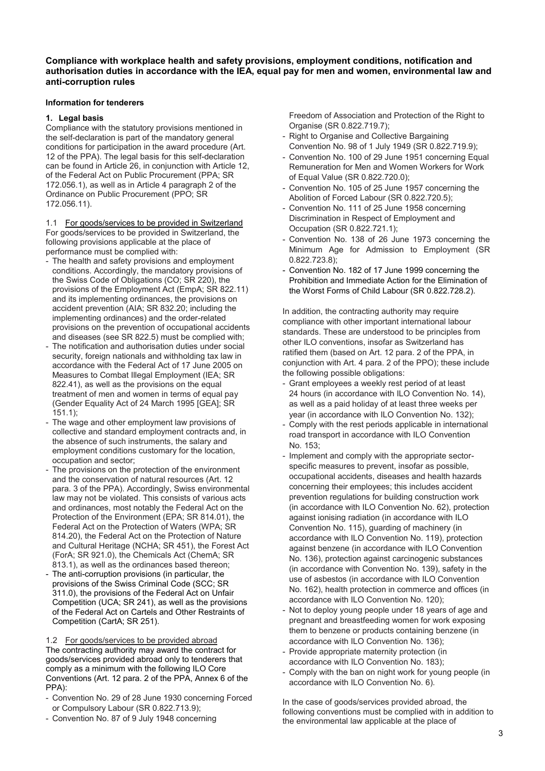**Compliance with workplace health and safety provisions, employment conditions, notification and authorisation duties in accordance with the IEA, equal pay for men and women, environmental law and anti-corruption rules**

**Information for tenderers**

### 1. Legal basis

Compliance with the statutory provisions mentioned in the self-declaration is part of the mandatory general conditions for participation in the award procedure (Art. 12 of the PPA). The legal basis for this self-declaration can be found in Article 26, in conjunction with Article 12, of the Federal Act on Public Procurement (PPA; SR 172.056.1), as well as in Article 4 paragraph 2 of the Ordinance on Public Procurement (PPO; SR 172.056.11).

1.1 For goods/services to be provided in Switzerland

For goods/services to be provided in Switzerland, the following provisions applicable at the place of performance must be complied with:

- The health and safety provisions and employment conditions. Accordingly, the mandatory provisions of the Swiss Code of Obligations (CO; SR 220), the provisions of the Employment Act (EmpA; SR 822.11) and its implementing ordinances, the provisions on accident prevention (AIA; SR 832.20; including the implementing ordinances) and the order-related provisions on the prevention of occupational accidents and diseases (see SR 822.5) must be complied with;
- The notification and authorisation duties under social security, foreign nationals and withholding tax law in accordance with the Federal Act of 17 June 2005 on Measures to Combat Illegal Employment (IEA; SR 822.41), as well as the provisions on the equal treatment of men and women in terms of equal pay (Gender Equality Act of 24 March 1995 [GEA]; SR 151.1);
- The wage and other employment law provisions of collective and standard employment contracts and, in the absence of such instruments, the salary and employment conditions customary for the location, occupation and sector;
- The provisions on the protection of the environment and the conservation of natural resources (Art. 12 para. 3 of the PPA). Accordingly, Swiss environmental law may not be violated. This consists of various acts and ordinances, most notably the Federal Act on the Protection of the Environment (EPA; SR 814.01), the Federal Act on the Protection of Waters (WPA; SR 814.20), the Federal Act on the Protection of Nature and Cultural Heritage (NCHA; SR 451), the Forest Act (ForA; SR 921.0), the Chemicals Act (ChemA; SR 813.1), as well as the ordinances based thereon;
- The anti-corruption provisions (in particular, the provisions of the Swiss Criminal Code (SCC; SR 311.0), the provisions of the Federal Act on Unfair Competition (UCA; SR 241), as well as the provisions of the Federal Act on Cartels and Other Restraints of Competition (CartA; SR 251).

1.2 For goods/services to be provided abroad

The contracting authority may award the contract for goods/services provided abroad only to tenderers that comply as a minimum with the following ILO Core Conventions (Art. 12 para. 2 of the PPA, Annex 6 of the PPA):

- Convention No. 29 of 28 June 1930 concerning Forced or Compulsory Labour (SR 0.822.713.9);
- Convention No. 87 of 9 July 1948 concerning Freedom of Association and Protection of the Right to Organise (SR 0.822.719.7);
- Right to Organise and Collective Bargaining Convention No. 98 of 1 July 1949 (SR 0.822.719.9);
- Convention No. 100 of 29 June 1951 concerning Equal Remuneration for Men and Women Workers for Work of Equal Value (SR 0.822.720.0);
- Convention No. 105 of 25 June 1957 concerning the Abolition of Forced Labour (SR 0.822.720.5);
- Convention No. 111 of 25 June 1958 concerning Discrimination in Respect of Employment and Occupation (SR 0.822.721.1);
- Convention No. 138 of 26 June 1973 concerning the Minimum Age for Admission to Employment (SR 0.822.723.8);
- Convention No. 182 of 17 June 1999 concerning the Prohibition and Immediate Action for the Elimination of the Worst Forms of Child Labour (SR 0.822.728.2).

In addition, the contracting authority may require compliance with other important international labour standards. These are understood to be principles from other ILO conventions, insofar as Switzerland has ratified them (based on Art. 12 para. 2 of the PPA, in conjunction with Art. 4 para. 2 of the PPO); these include the following possible obligations:

- Grant employees a weekly rest period of at least 24 hours (in accordance with ILO Convention No. 14), as well as a paid holiday of at least three weeks per year (in accordance with ILO Convention No. 132);
- Comply with the rest periods applicable in international road transport in accordance with ILO Convention No. 153;
- Implement and comply with the appropriate sector-specific measures to prevent, insofar as possible, occupational accidents, diseases and health hazards concerning their employees; this includes accident prevention regulations for building construction work (in accordance with ILO Convention No. 62), protection against ionising radiation (in accordance with ILO Convention No. 115), guarding of machinery (in accordance with ILO Convention No. 119), protection against benzene (in accordance with ILO Convention No. 136), protection against carcinogenic substances (in accordance with Convention No. 139), safety in the use of asbestos (in accordance with ILO Convention No. 162), health protection in commerce and offices (in accordance with ILO Convention No. 120);
- Not to deploy young people under 18 years of age and pregnant and breastfeeding women for work exposing them to benzene or products containing benzene (in accordance with ILO Convention No. 136);
- Provide appropriate maternity protection (in accordance with ILO Convention No. 183);
- Comply with the ban on night work for young people (in accordance with ILO Convention No. 6).

In the case of goods/services provided abroad, the following conventions must be complied with in addition to the environmental law applicable at the place of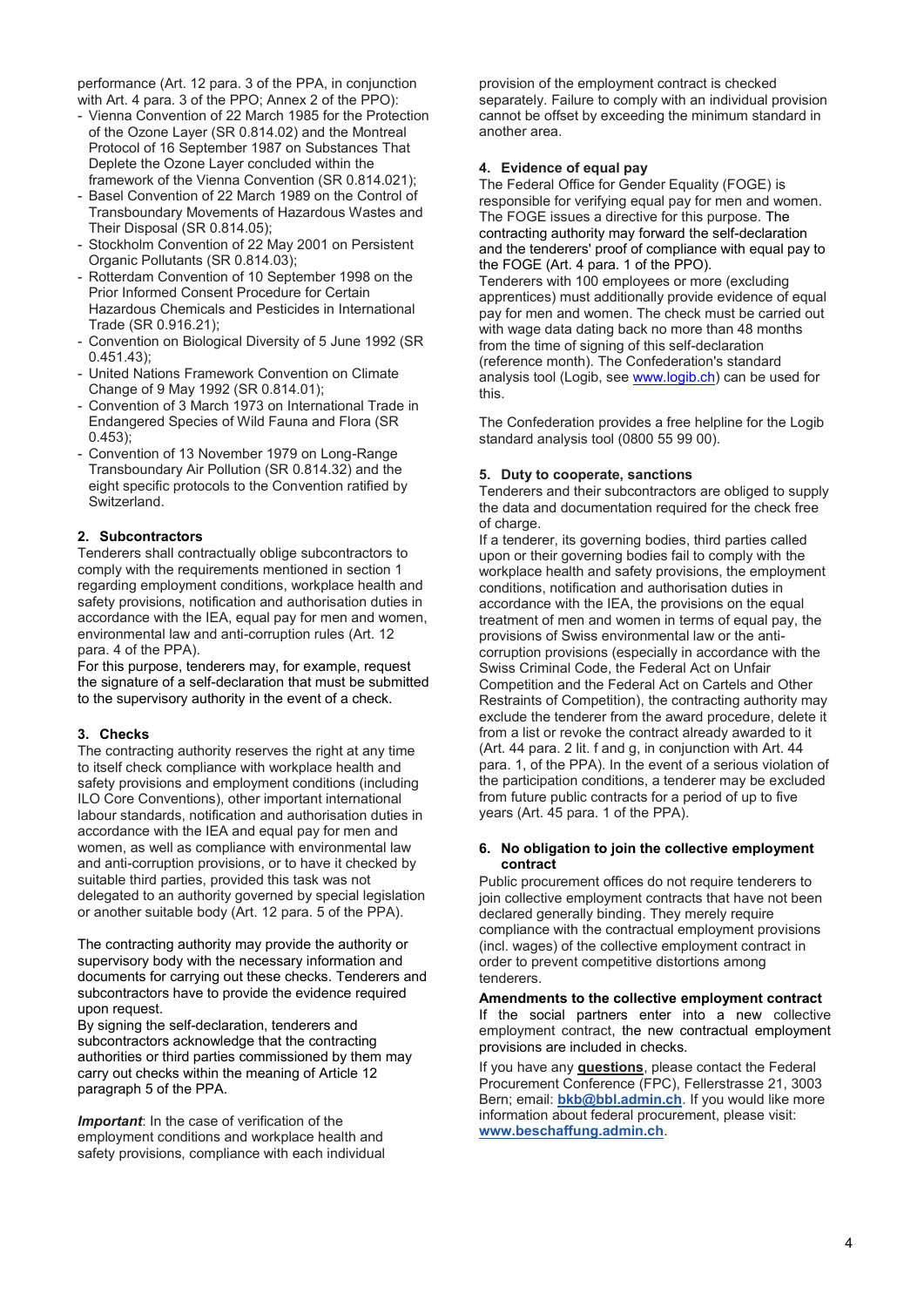performance (Art. 12 para. 3 of the PPA, in conjunction with Art. 4 para. 3 of the PPO; Annex 2 of the PPO):

- Vienna Convention of 22 March 1985 for the Protection of the Ozone Layer (SR 0.814.02) and the Montreal Protocol of 16 September 1987 on Substances That Deplete the Ozone Layer concluded within the framework of the Vienna Convention (SR 0.814.021);
- Basel Convention of 22 March 1989 on the Control of Transboundary Movements of Hazardous Wastes and Their Disposal (SR 0.814.05);
- Stockholm Convention of 22 May 2001 on Persistent Organic Pollutants (SR 0.814.03);
- Rotterdam Convention of 10 September 1998 on the Prior Informed Consent Procedure for Certain Hazardous Chemicals and Pesticides in International Trade (SR 0.916.21);
- Convention on Biological Diversity of 5 June 1992 (SR 0.451.43);
- United Nations Framework Convention on Climate Change of 9 May 1992 (SR 0.814.01);
- Convention of 3 March 1973 on International Trade in Endangered Species of Wild Fauna and Flora (SR 0.453);
- Convention of 13 November 1979 on Long-Range Transboundary Air Pollution (SR 0.814.32) and the eight specific protocols to the Convention ratified by Switzerland.

## 2. Subcontractors

Tenderers shall contractually oblige subcontractors to comply with the requirements mentioned in section 1 regarding employment conditions, workplace health and safety provisions, notification and authorisation duties in accordance with the IEA, equal pay for men and women, environmental law and anti-corruption rules (Art. 12 para. 4 of the PPA).
For this purpose, tenderers may, for example, request the signature of a self-declaration that must be submitted to the supervisory authority in the event of a check.

## 3. Checks

The contracting authority reserves the right at any time to itself check compliance with workplace health and safety provisions and employment conditions (including ILO Core Conventions), other important international labour standards, notification and authorisation duties in accordance with the IEA and equal pay for men and women, as well as compliance with environmental law and anti-corruption provisions, or to have it checked by suitable third parties, provided this task was not delegated to an authority governed by special legislation or another suitable body (Art. 12 para. 5 of the PPA).

The contracting authority may provide the authority or supervisory body with the necessary information and documents for carrying out these checks. Tenderers and subcontractors have to provide the evidence required upon request.
By signing the self-declaration, tenderers and subcontractors acknowledge that the contracting authorities or third parties commissioned by them may carry out checks within the meaning of Article 12 paragraph 5 of the PPA.

***Important***: In the case of verification of the employment conditions and workplace health and safety provisions, compliance with each individual provision of the employment contract is checked separately. Failure to comply with an individual provision cannot be offset by exceeding the minimum standard in another area.

## 4. Evidence of equal pay

The Federal Office for Gender Equality (FOGE) is responsible for verifying equal pay for men and women. The FOGE issues a directive for this purpose. The contracting authority may forward the self-declaration and the tenderers' proof of compliance with equal pay to the FOGE (Art. 4 para. 1 of the PPO).
Tenderers with 100 employees or more (excluding apprentices) must additionally provide evidence of equal pay for men and women. The check must be carried out with wage data dating back no more than 48 months from the time of signing of this self-declaration (reference month). The Confederation's standard analysis tool (Logib, see www.logib.ch) can be used for this.

The Confederation provides a free helpline for the Logib standard analysis tool (0800 55 99 00).

## 5. Duty to cooperate, sanctions

Tenderers and their subcontractors are obliged to supply the data and documentation required for the check free of charge.
If a tenderer, its governing bodies, third parties called upon or their governing bodies fail to comply with the workplace health and safety provisions, the employment conditions, notification and authorisation duties in accordance with the IEA, the provisions on the equal treatment of men and women in terms of equal pay, the provisions of Swiss environmental law or the anti-corruption provisions (especially in accordance with the Swiss Criminal Code, the Federal Act on Unfair Competition and the Federal Act on Cartels and Other Restraints of Competition), the contracting authority may exclude the tenderer from the award procedure, delete it from a list or revoke the contract already awarded to it (Art. 44 para. 2 lit. f and g, in conjunction with Art. 44 para. 1, of the PPA). In the event of a serious violation of the participation conditions, a tenderer may be excluded from future public contracts for a period of up to five years (Art. 45 para. 1 of the PPA).

## 6. No obligation to join the collective employment contract

Public procurement offices do not require tenderers to join collective employment contracts that have not been declared generally binding. They merely require compliance with the contractual employment provisions (incl. wages) of the collective employment contract in order to prevent competitive distortions among tenderers.

**Amendments to the collective employment contract**

If the social partners enter into a new collective employment contract, the new contractual employment provisions are included in checks.

If you have any **questions**, please contact the Federal Procurement Conference (FPC), Fellerstrasse 21, 3003 Bern; email: **bkb@bbl.admin.ch**. If you would like more information about federal procurement, please visit: **www.beschaffung.admin.ch**.